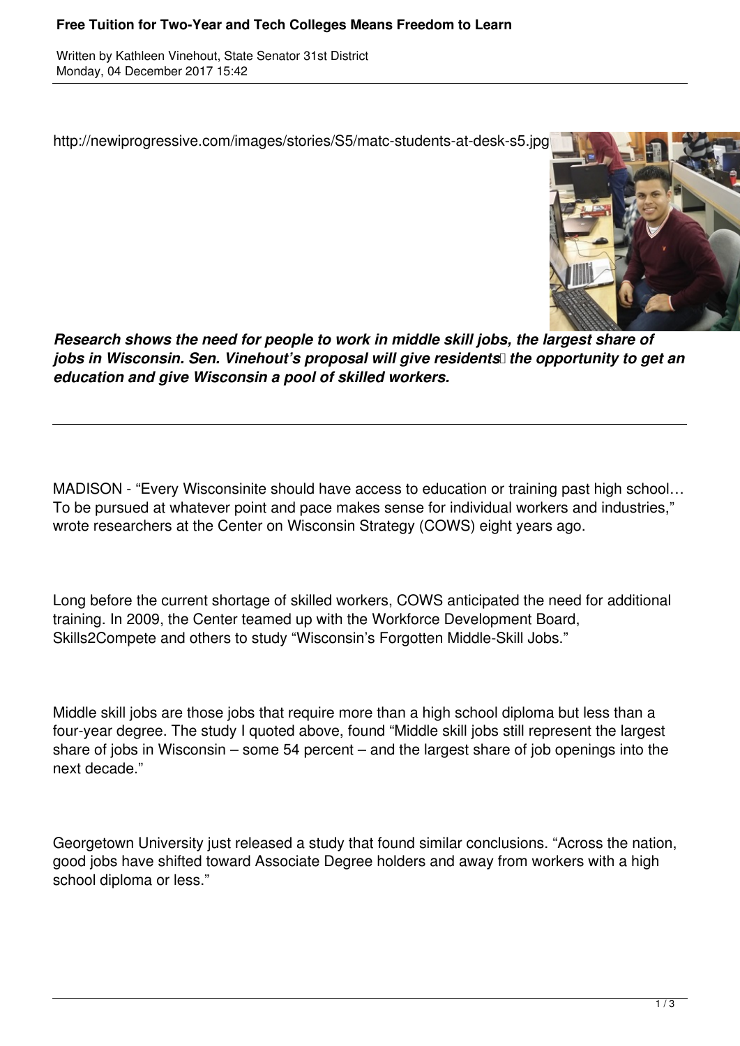# Free Tuition for Two-Year and Tech Colleges Means Freedom to Learn

Written by Kathleen Vinehout, State Senator 31st District
Monday, 04 December 2017 15:42

http://newiprogressive.com/images/stories/S5/matc-students-at-desk-s5.jpg

***Research shows the need for people to work in middle skill jobs, the largest share of jobs in Wisconsin. Sen. Vinehout's proposal will give residents the opportunity to get an education and give Wisconsin a pool of skilled workers.***

---

MADISON - "Every Wisconsinite should have access to education or training past high school… To be pursued at whatever point and pace makes sense for individual workers and industries," wrote researchers at the Center on Wisconsin Strategy (COWS) eight years ago.

Long before the current shortage of skilled workers, COWS anticipated the need for additional training. In 2009, the Center teamed up with the Workforce Development Board, Skills2Compete and others to study "Wisconsin's Forgotten Middle-Skill Jobs."

Middle skill jobs are those jobs that require more than a high school diploma but less than a four-year degree. The study I quoted above, found "Middle skill jobs still represent the largest share of jobs in Wisconsin – some 54 percent – and the largest share of job openings into the next decade."

Georgetown University just released a study that found similar conclusions. "Across the nation, good jobs have shifted toward Associate Degree holders and away from workers with a high school diploma or less."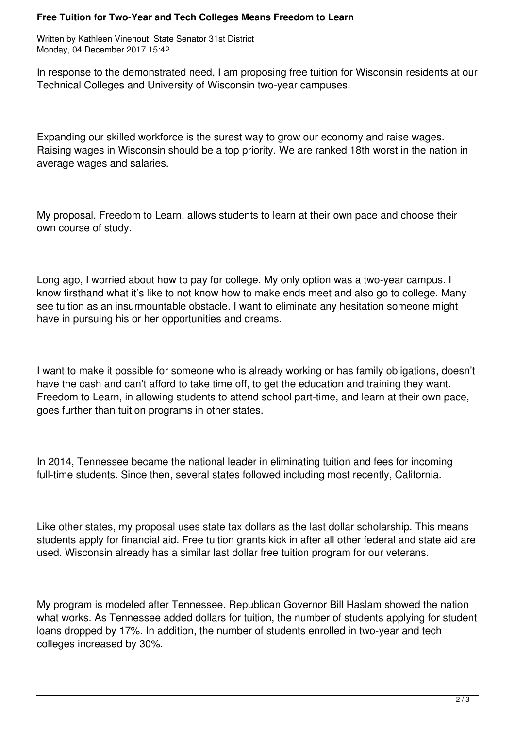In response to the demonstrated need, I am proposing free tuition for Wisconsin residents at our Technical Colleges and University of Wisconsin two-year campuses.

Expanding our skilled workforce is the surest way to grow our economy and raise wages. Raising wages in Wisconsin should be a top priority. We are ranked 18th worst in the nation in average wages and salaries.

My proposal, Freedom to Learn, allows students to learn at their own pace and choose their own course of study.

Long ago, I worried about how to pay for college. My only option was a two-year campus. I know firsthand what it's like to not know how to make ends meet and also go to college. Many see tuition as an insurmountable obstacle. I want to eliminate any hesitation someone might have in pursuing his or her opportunities and dreams.

I want to make it possible for someone who is already working or has family obligations, doesn't have the cash and can't afford to take time off, to get the education and training they want. Freedom to Learn, in allowing students to attend school part-time, and learn at their own pace, goes further than tuition programs in other states.

In 2014, Tennessee became the national leader in eliminating tuition and fees for incoming full-time students. Since then, several states followed including most recently, California.

Like other states, my proposal uses state tax dollars as the last dollar scholarship. This means students apply for financial aid. Free tuition grants kick in after all other federal and state aid are used. Wisconsin already has a similar last dollar free tuition program for our veterans.

My program is modeled after Tennessee. Republican Governor Bill Haslam showed the nation what works. As Tennessee added dollars for tuition, the number of students applying for student loans dropped by 17%. In addition, the number of students enrolled in two-year and tech colleges increased by 30%.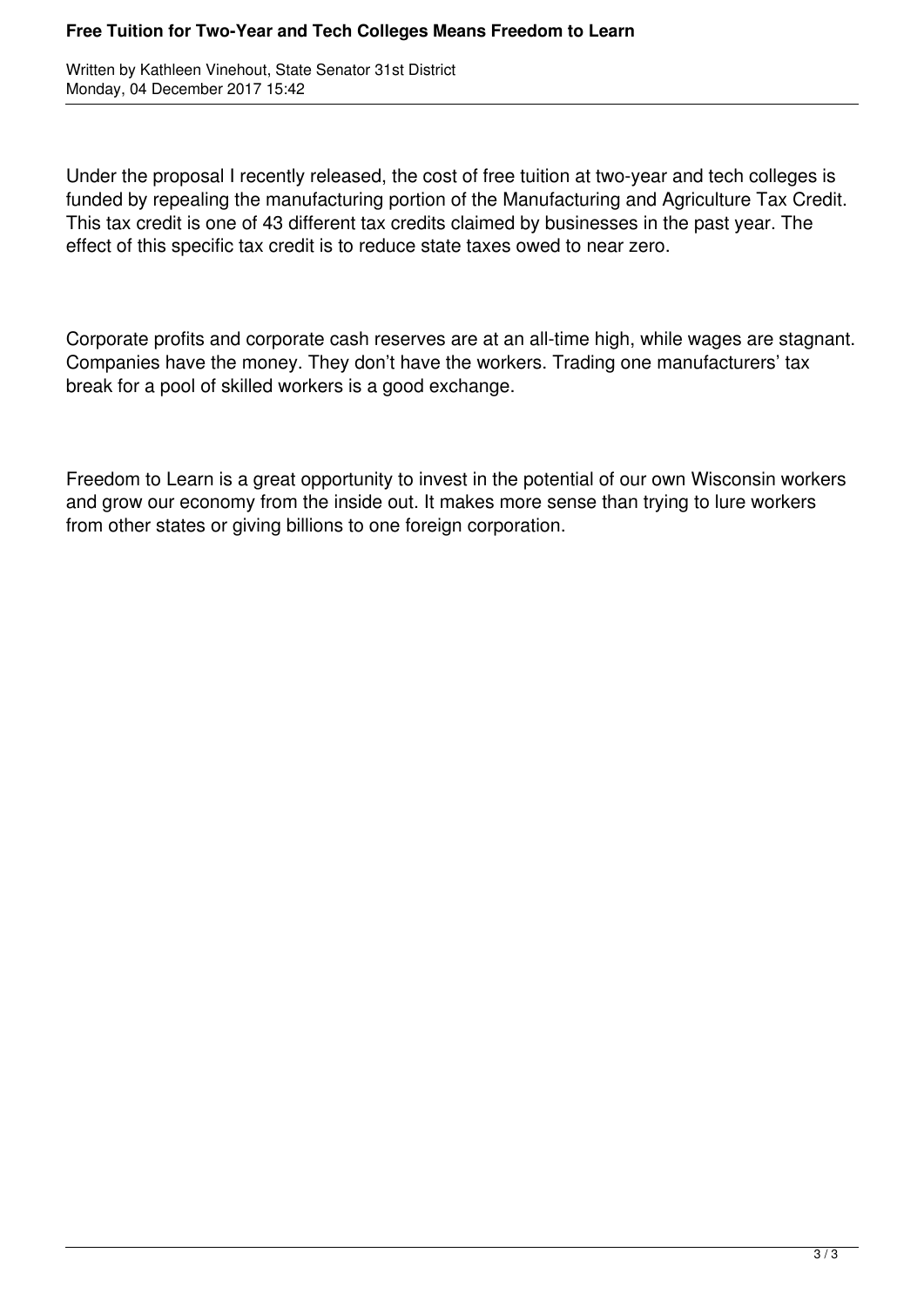Under the proposal I recently released, the cost of free tuition at two-year and tech colleges is funded by repealing the manufacturing portion of the Manufacturing and Agriculture Tax Credit. This tax credit is one of 43 different tax credits claimed by businesses in the past year. The effect of this specific tax credit is to reduce state taxes owed to near zero.

Corporate profits and corporate cash reserves are at an all-time high, while wages are stagnant. Companies have the money. They don't have the workers. Trading one manufacturers' tax break for a pool of skilled workers is a good exchange.

Freedom to Learn is a great opportunity to invest in the potential of our own Wisconsin workers and grow our economy from the inside out. It makes more sense than trying to lure workers from other states or giving billions to one foreign corporation.